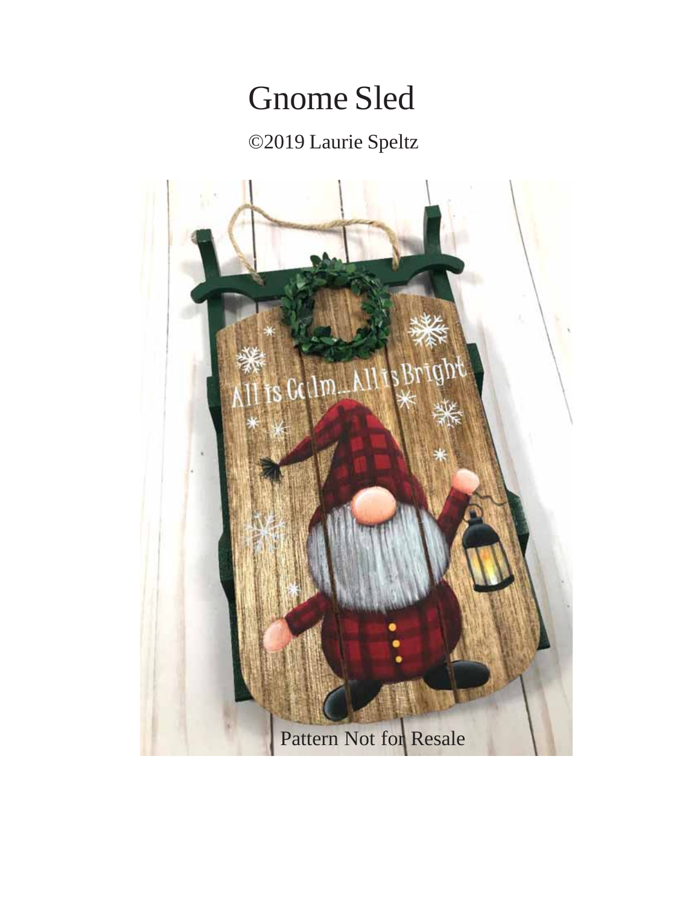# Gnome Sled

©2019 Laurie Speltz

Pattern Not for Resale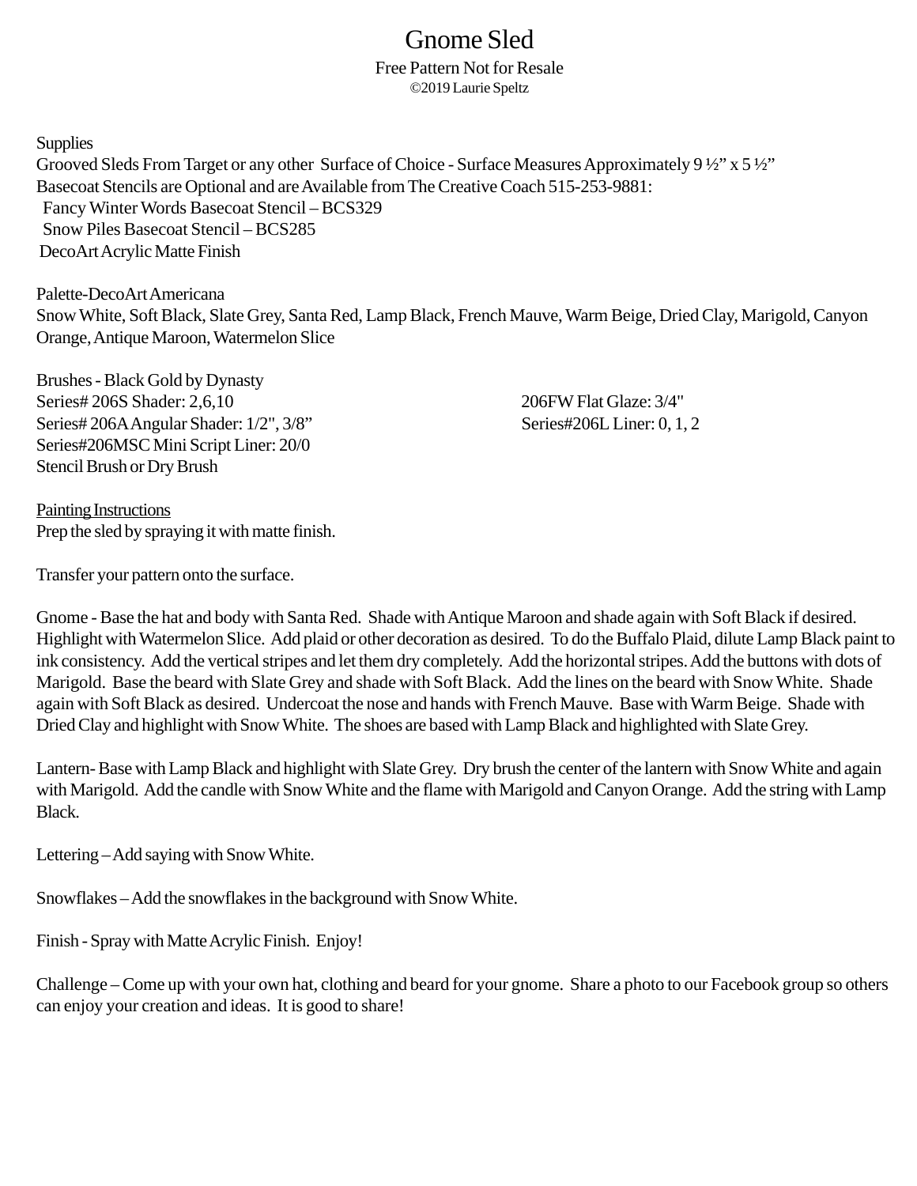# Gnome Sled

Free Pattern Not for Resale

©2019 Laurie Speltz

Supplies

Grooved Sleds From Target or any other Surface of Choice - Surface Measures Approximately 9 ½" x 5 ½"

Basecoat Stencils are Optional and are Available from The Creative Coach 515-253-9881:

Fancy Winter Words Basecoat Stencil – BCS329

Snow Piles Basecoat Stencil – BCS285

DecoArt Acrylic Matte Finish

Palette-DecoArt Americana

Snow White, Soft Black, Slate Grey, Santa Red, Lamp Black, French Mauve, Warm Beige, Dried Clay, Marigold, Canyon Orange, Antique Maroon, Watermelon Slice

Brushes - Black Gold by Dynasty

Series# 206S Shader: 2,6,10

Series# 206A Angular Shader: 1/2", 3/8"

Series#206MSC Mini Script Liner: 20/0

Stencil Brush or Dry Brush

206FW Flat Glaze: 3/4"

Series#206L Liner: 0, 1, 2

<u>Painting Instructions</u>

Prep the sled by spraying it with matte finish.

Transfer your pattern onto the surface.

Gnome - Base the hat and body with Santa Red. Shade with Antique Maroon and shade again with Soft Black if desired. Highlight with Watermelon Slice. Add plaid or other decoration as desired. To do the Buffalo Plaid, dilute Lamp Black paint to ink consistency. Add the vertical stripes and let them dry completely. Add the horizontal stripes. Add the buttons with dots of Marigold. Base the beard with Slate Grey and shade with Soft Black. Add the lines on the beard with Snow White. Shade again with Soft Black as desired. Undercoat the nose and hands with French Mauve. Base with Warm Beige. Shade with Dried Clay and highlight with Snow White. The shoes are based with Lamp Black and highlighted with Slate Grey.

Lantern- Base with Lamp Black and highlight with Slate Grey. Dry brush the center of the lantern with Snow White and again with Marigold. Add the candle with Snow White and the flame with Marigold and Canyon Orange. Add the string with Lamp Black.

Lettering – Add saying with Snow White.

Snowflakes – Add the snowflakes in the background with Snow White.

Finish - Spray with Matte Acrylic Finish. Enjoy!

Challenge – Come up with your own hat, clothing and beard for your gnome. Share a photo to our Facebook group so others can enjoy your creation and ideas. It is good to share!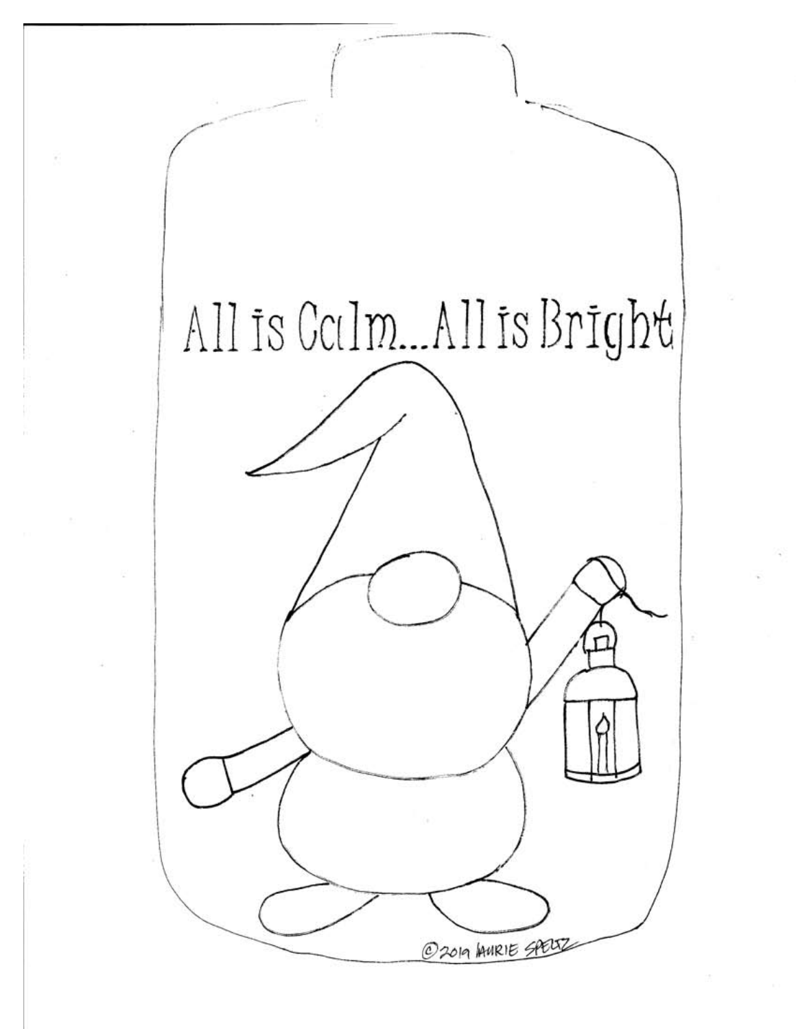All is Calm...All is Bright

©2019 LAURIE SPELTZ